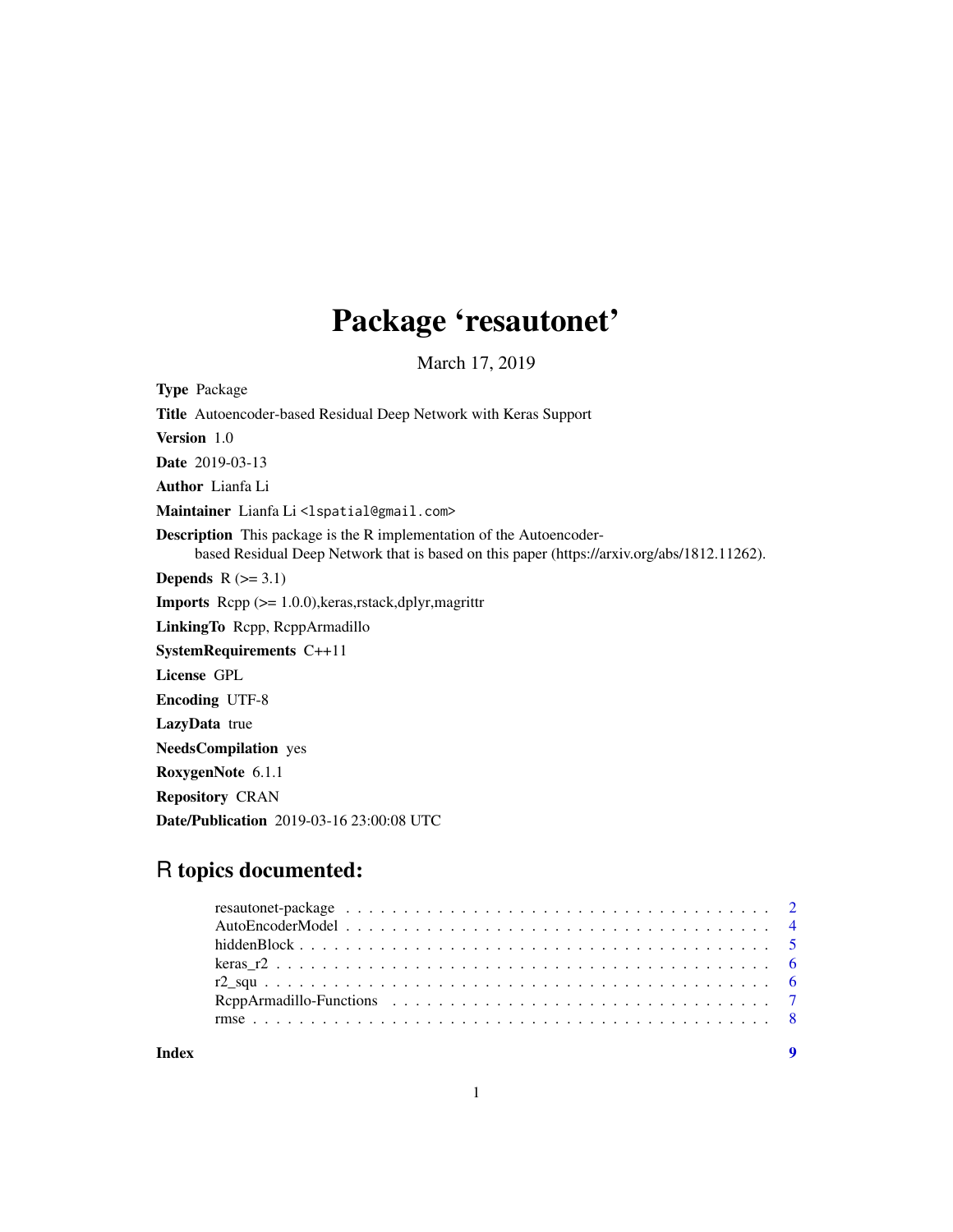# Package 'resautonet'

March 17, 2019

**Type** Package

**Title** Autoencoder-based Residual Deep Network with Keras Support

**Version** 1.0

**Date** 2019-03-13

**Author** Lianfa Li

**Maintainer** Lianfa Li <lspatial@gmail.com>

**Description** This package is the R implementation of the Autoencoder-based Residual Deep Network that is based on this paper (https://arxiv.org/abs/1812.11262).

**Depends** R (>= 3.1)

**Imports** Rcpp (>= 1.0.0),keras,rstack,dplyr,magrittr

**LinkingTo** Rcpp, RcppArmadillo

**SystemRequirements** C++11

**License** GPL

**Encoding** UTF-8

**LazyData** true

**NeedsCompilation** yes

**RoxygenNote** 6.1.1

**Repository** CRAN

**Date/Publication** 2019-03-16 23:00:08 UTC

## R topics documented:

- resautonet-package . . . . . . . . . . . . . . . . . . . . . . . . . . . . . . . . . . . . 2
- AutoEncoderModel . . . . . . . . . . . . . . . . . . . . . . . . . . . . . . . . . . . . 4
- hiddenBlock . . . . . . . . . . . . . . . . . . . . . . . . . . . . . . . . . . . . . . . . 5
- keras_r2 . . . . . . . . . . . . . . . . . . . . . . . . . . . . . . . . . . . . . . . . . . 6
- r2_squ . . . . . . . . . . . . . . . . . . . . . . . . . . . . . . . . . . . . . . . . . . . 6
- RcppArmadillo-Functions . . . . . . . . . . . . . . . . . . . . . . . . . . . . . . . . 7
- rmse . . . . . . . . . . . . . . . . . . . . . . . . . . . . . . . . . . . . . . . . . . . . 8

**Index** 9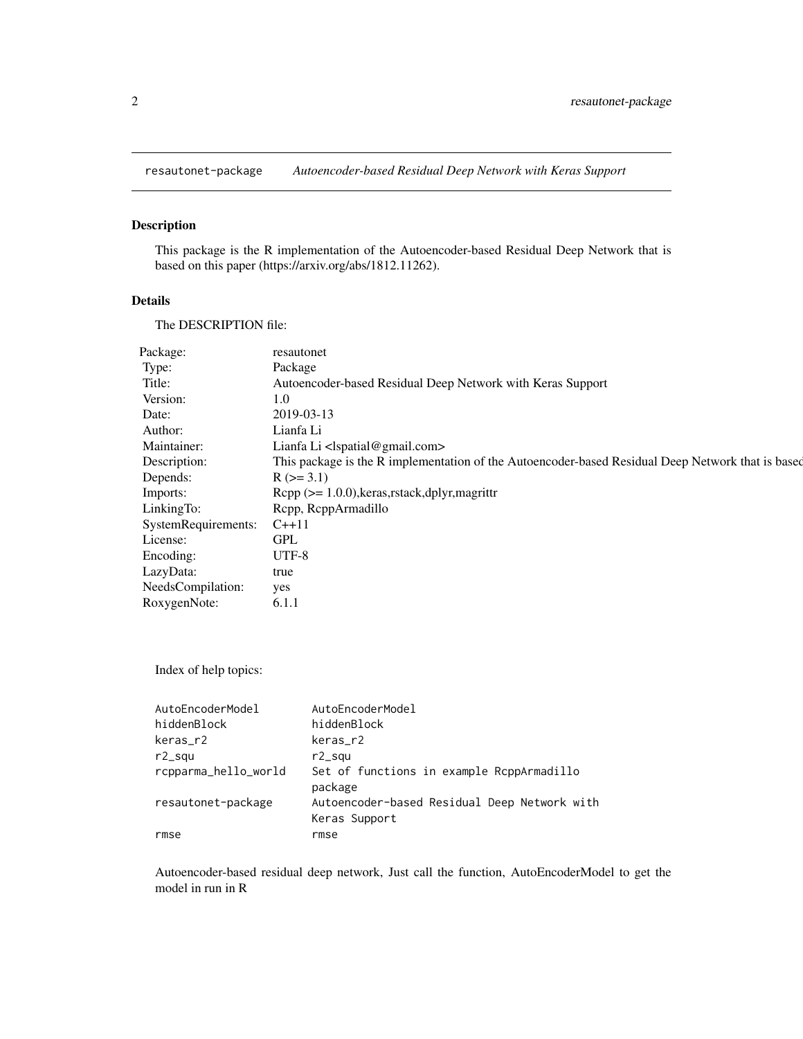# resautonet-package *Autoencoder-based Residual Deep Network with Keras Support*

## Description

This package is the R implementation of the Autoencoder-based Residual Deep Network that is based on this paper (https://arxiv.org/abs/1812.11262).

## Details

The DESCRIPTION file:

| | |
|---|---|
| Package: | resautonet |
| Type: | Package |
| Title: | Autoencoder-based Residual Deep Network with Keras Support |
| Version: | 1.0 |
| Date: | 2019-03-13 |
| Author: | Lianfa Li |
| Maintainer: | Lianfa Li <lspatial@gmail.com> |
| Description: | This package is the R implementation of the Autoencoder-based Residual Deep Network that is based |
| Depends: | R (>= 3.1) |
| Imports: | Rcpp (>= 1.0.0),keras,rstack,dplyr,magrittr |
| LinkingTo: | Rcpp, RcppArmadillo |
| SystemRequirements: | C++11 |
| License: | GPL |
| Encoding: | UTF-8 |
| LazyData: | true |
| NeedsCompilation: | yes |
| RoxygenNote: | 6.1.1 |

Index of help topics:

```
AutoEncoderModel        AutoEncoderModel
hiddenBlock             hiddenBlock
keras_r2                keras_r2
r2_squ                  r2_squ
rcpparma_hello_world    Set of functions in example RcppArmadillo
                        package
resautonet-package      Autoencoder-based Residual Deep Network with
                        Keras Support
rmse                    rmse
```

Autoencoder-based residual deep network, Just call the function, AutoEncoderModel to get the model in run in R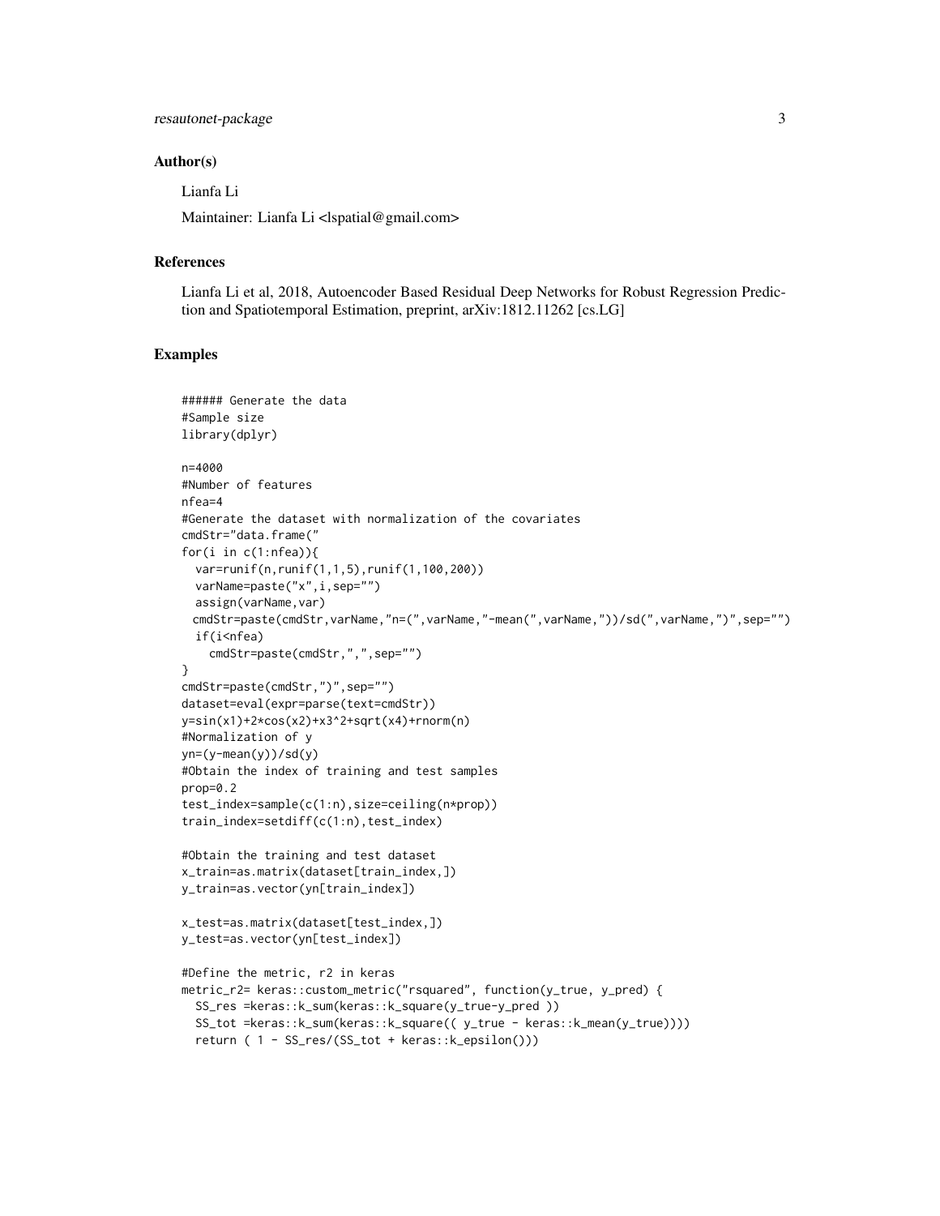## Author(s)

Lianfa Li

Maintainer: Lianfa Li <lspatial@gmail.com>

## References

Lianfa Li et al, 2018, Autoencoder Based Residual Deep Networks for Robust Regression Prediction and Spatiotemporal Estimation, preprint, arXiv:1812.11262 [cs.LG]

## Examples

```
###### Generate the data
#Sample size
library(dplyr)

n=4000
#Number of features
nfea=4
#Generate the dataset with normalization of the covariates
cmdStr="data.frame("
for(i in c(1:nfea)){
  var=runif(n,runif(1,1,5),runif(1,100,200))
  varName=paste("x",i,sep="")
  assign(varName,var)
 cmdStr=paste(cmdStr,varName,"n=(",varName,"-mean(",varName,"))/sd(",varName,")",sep="")
  if(i<nfea)
    cmdStr=paste(cmdStr,",",sep="")
}
cmdStr=paste(cmdStr,")",sep="")
dataset=eval(expr=parse(text=cmdStr))
y=sin(x1)+2*cos(x2)+x3^2+sqrt(x4)+rnorm(n)
#Normalization of y
yn=(y-mean(y))/sd(y)
#Obtain the index of training and test samples
prop=0.2
test_index=sample(c(1:n),size=ceiling(n*prop))
train_index=setdiff(c(1:n),test_index)

#Obtain the training and test dataset
x_train=as.matrix(dataset[train_index,])
y_train=as.vector(yn[train_index])

x_test=as.matrix(dataset[test_index,])
y_test=as.vector(yn[test_index])

#Define the metric, r2 in keras
metric_r2= keras::custom_metric("rsquared", function(y_true, y_pred) {
  SS_res =keras::k_sum(keras::k_square(y_true-y_pred ))
  SS_tot =keras::k_sum(keras::k_square(( y_true - keras::k_mean(y_true))))
  return ( 1 - SS_res/(SS_tot + keras::k_epsilon()))
```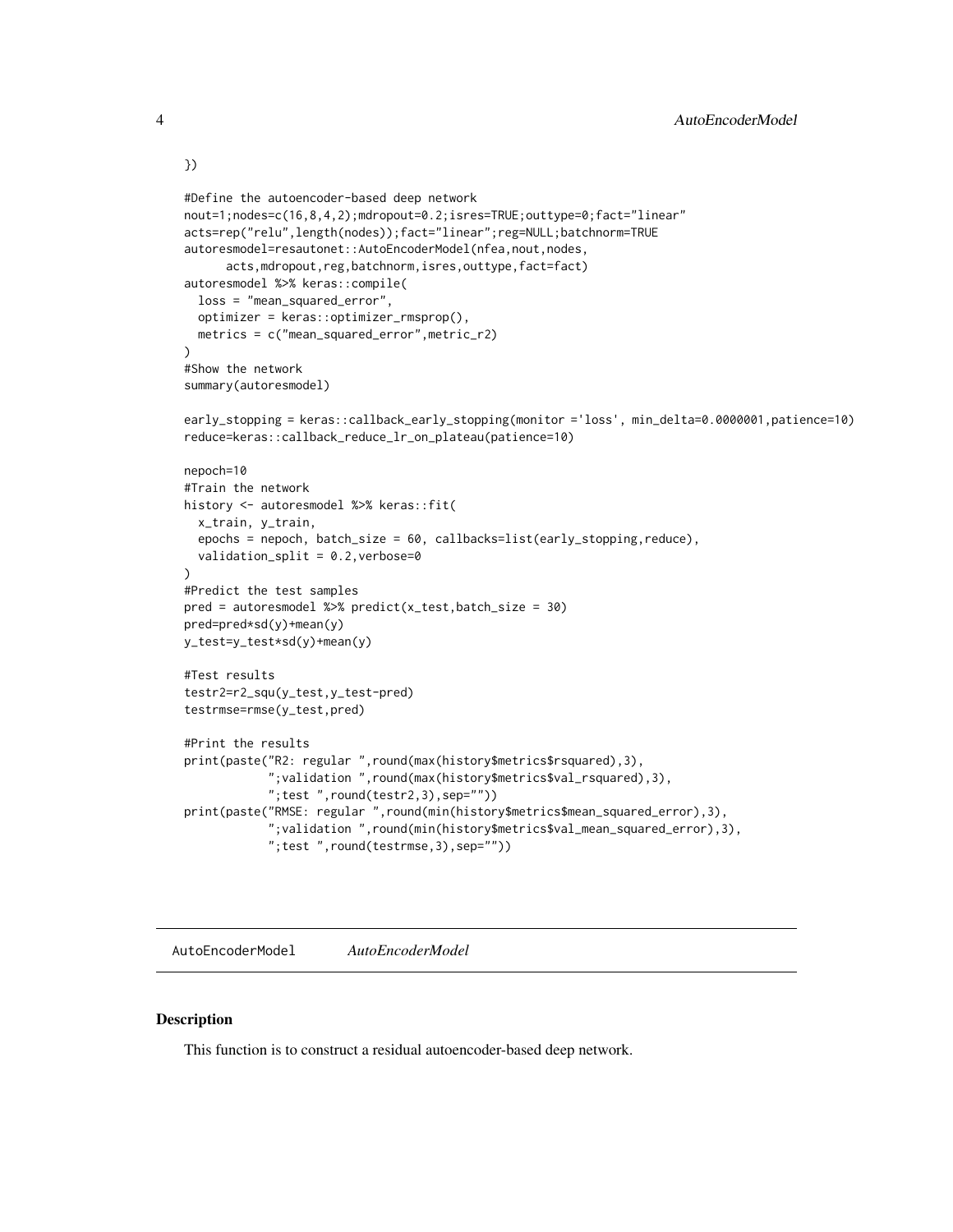```
})

#Define the autoencoder-based deep network
nout=1;nodes=c(16,8,4,2);mdropout=0.2;isres=TRUE;outtype=0;fact="linear"
acts=rep("relu",length(nodes));fact="linear";reg=NULL;batchnorm=TRUE
autoresmodel=resautonet::AutoEncoderModel(nfea,nout,nodes,
      acts,mdropout,reg,batchnorm,isres,outtype,fact=fact)
autoresmodel %>% keras::compile(
  loss = "mean_squared_error",
  optimizer = keras::optimizer_rmsprop(),
  metrics = c("mean_squared_error",metric_r2)
)
#Show the network
summary(autoresmodel)

early_stopping = keras::callback_early_stopping(monitor ='loss', min_delta=0.0000001,patience=10)
reduce=keras::callback_reduce_lr_on_plateau(patience=10)

nepoch=10
#Train the network
history <- autoresmodel %>% keras::fit(
  x_train, y_train,
  epochs = nepoch, batch_size = 60, callbacks=list(early_stopping,reduce),
  validation_split = 0.2,verbose=0
)
#Predict the test samples
pred = autoresmodel %>% predict(x_test,batch_size = 30)
pred=pred*sd(y)+mean(y)
y_test=y_test*sd(y)+mean(y)

#Test results
testr2=r2_squ(y_test,y_test-pred)
testrmse=rmse(y_test,pred)

#Print the results
print(paste("R2: regular ",round(max(history$metrics$rsquared),3),
            ";validation ",round(max(history$metrics$val_rsquared),3),
            ";test ",round(testr2,3),sep=""))
print(paste("RMSE: regular ",round(min(history$metrics$mean_squared_error),3),
            ";validation ",round(min(history$metrics$val_mean_squared_error),3),
            ";test ",round(testrmse,3),sep=""))
```

---

## AutoEncoderModel *AutoEncoderModel*

### Description

This function is to construct a residual autoencoder-based deep network.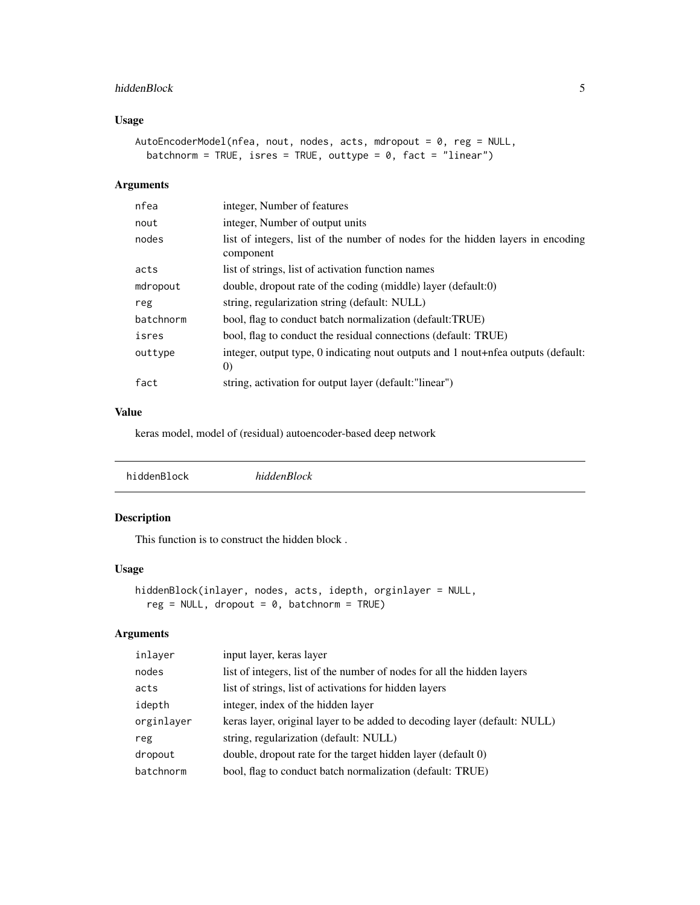### Usage

```
AutoEncoderModel(nfea, nout, nodes, acts, mdropout = 0, reg = NULL,
  batchnorm = TRUE, isres = TRUE, outtype = 0, fact = "linear")
```

### Arguments

| | |
|---|---|
| nfea | integer, Number of features |
| nout | integer, Number of output units |
| nodes | list of integers, list of the number of nodes for the hidden layers in encoding component |
| acts | list of strings, list of activation function names |
| mdropout | double, dropout rate of the coding (middle) layer (default:0) |
| reg | string, regularization string (default: NULL) |
| batchnorm | bool, flag to conduct batch normalization (default:TRUE) |
| isres | bool, flag to conduct the residual connections (default: TRUE) |
| outtype | integer, output type, 0 indicating nout outputs and 1 nout+nfea outputs (default: 0) |
| fact | string, activation for output layer (default:"linear") |

### Value

keras model, model of (residual) autoencoder-based deep network

---

## hiddenBlock *hiddenBlock*

### Description

This function is to construct the hidden block .

### Usage

```
hiddenBlock(inlayer, nodes, acts, idepth, orginlayer = NULL,
  reg = NULL, dropout = 0, batchnorm = TRUE)
```

### Arguments

| | |
|---|---|
| inlayer | input layer, keras layer |
| nodes | list of integers, list of the number of nodes for all the hidden layers |
| acts | list of strings, list of activations for hidden layers |
| idepth | integer, index of the hidden layer |
| orginlayer | keras layer, original layer to be added to decoding layer (default: NULL) |
| reg | string, regularization (default: NULL) |
| dropout | double, dropout rate for the target hidden layer (default 0) |
| batchnorm | bool, flag to conduct batch normalization (default: TRUE) |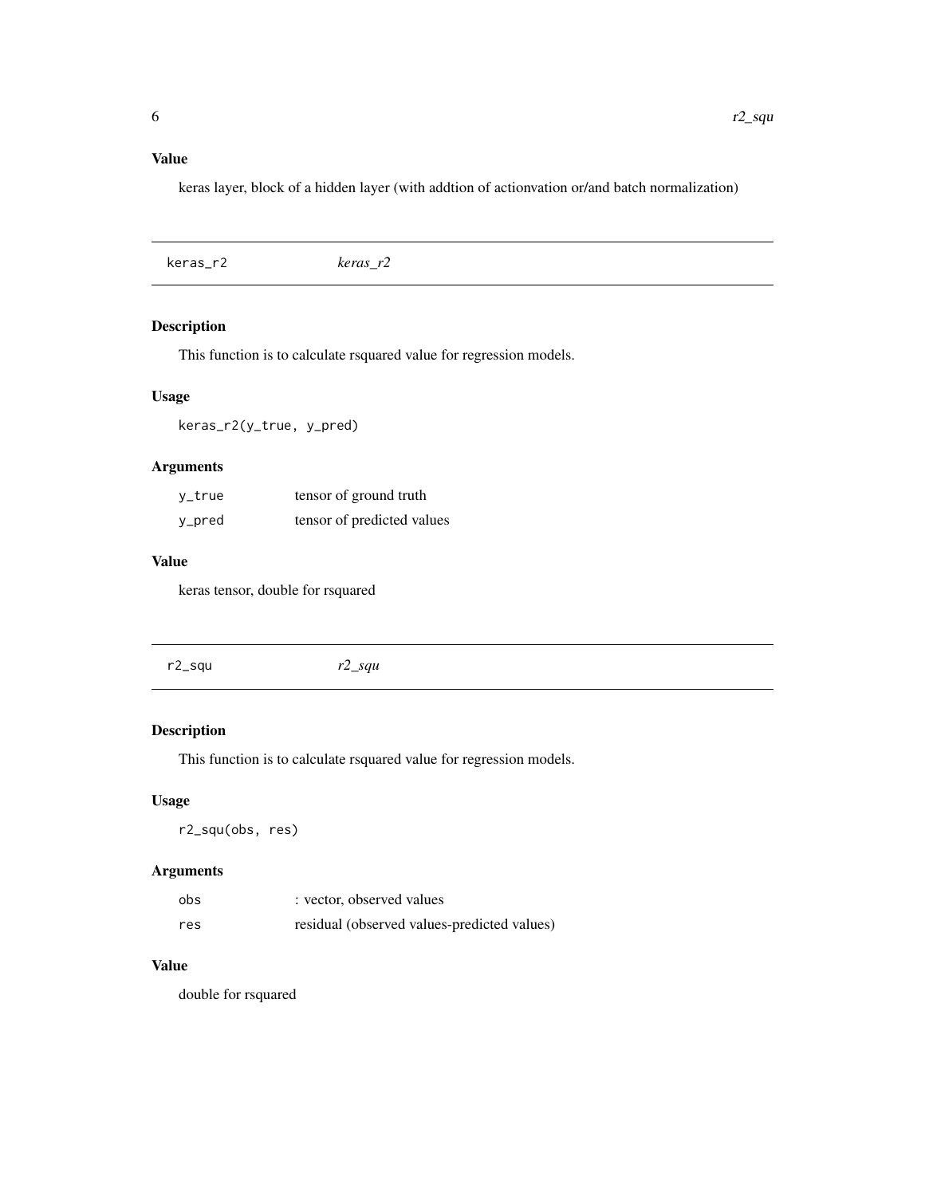### Value

keras layer, block of a hidden layer (with addtion of actionvation or/and batch normalization)

---

## keras_r2 *keras_r2*

---

### Description

This function is to calculate rsquared value for regression models.

### Usage

```
keras_r2(y_true, y_pred)
```

### Arguments

| | |
|---|---|
| y_true | tensor of ground truth |
| y_pred | tensor of predicted values |

### Value

keras tensor, double for rsquared

---

## r2_squ *r2_squ*

---

### Description

This function is to calculate rsquared value for regression models.

### Usage

```
r2_squ(obs, res)
```

### Arguments

| | |
|---|---|
| obs | : vector, observed values |
| res | residual (observed values-predicted values) |

### Value

double for rsquared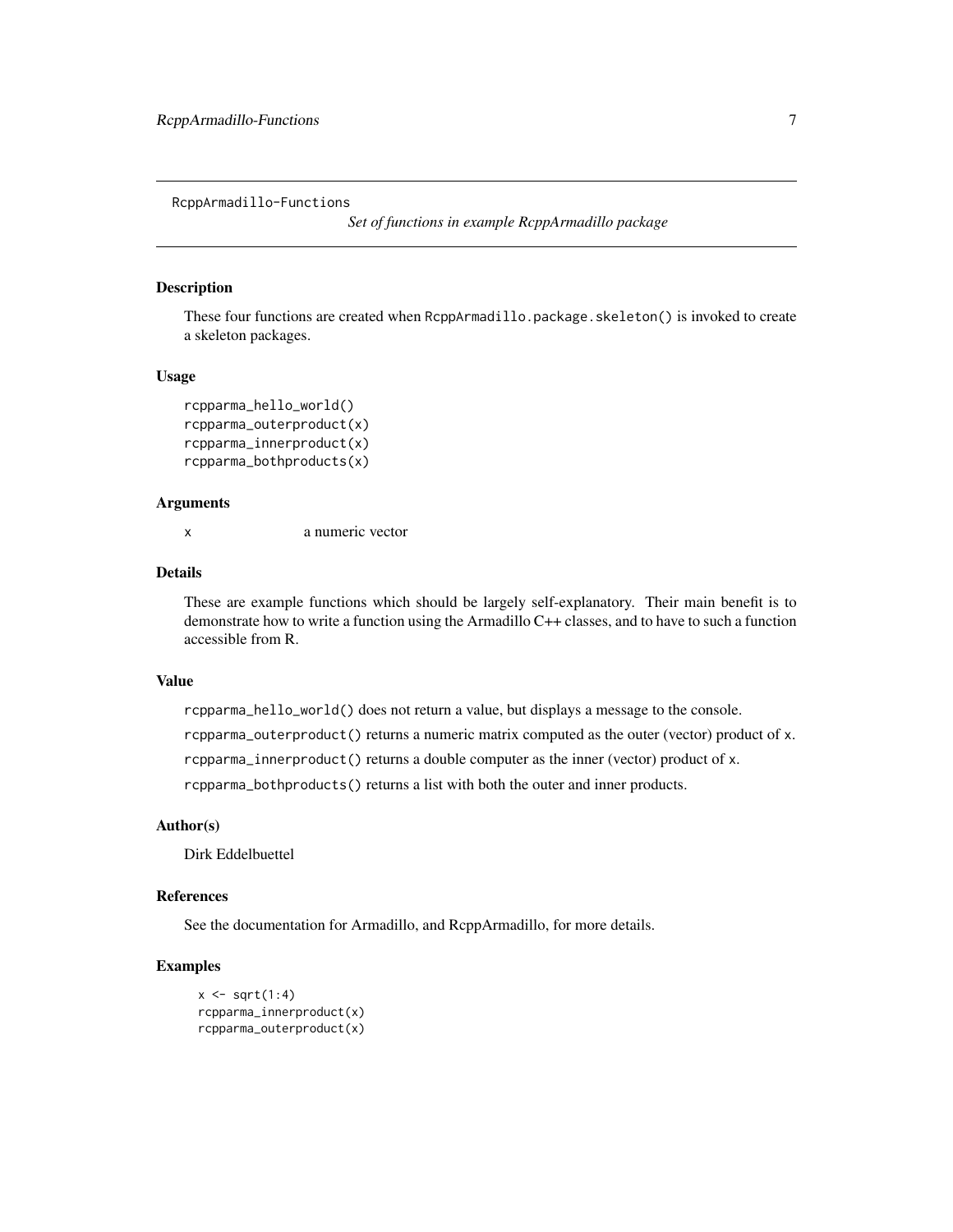RcppArmadillo-Functions

*Set of functions in example RcppArmadillo package*

### Description

These four functions are created when `RcppArmadillo.package.skeleton()` is invoked to create a skeleton packages.

### Usage

```
rcpparma_hello_world()
rcpparma_outerproduct(x)
rcpparma_innerproduct(x)
rcpparma_bothproducts(x)
```

### Arguments

| | |
|---|---|
| x | a numeric vector |

### Details

These are example functions which should be largely self-explanatory. Their main benefit is to demonstrate how to write a function using the Armadillo C++ classes, and to have to such a function accessible from R.

### Value

`rcpparma_hello_world()` does not return a value, but displays a message to the console.

`rcpparma_outerproduct()` returns a numeric matrix computed as the outer (vector) product of `x`.

`rcpparma_innerproduct()` returns a double computer as the inner (vector) product of `x`.

`rcpparma_bothproducts()` returns a list with both the outer and inner products.

### Author(s)

Dirk Eddelbuettel

### References

See the documentation for Armadillo, and RcppArmadillo, for more details.

### Examples

```
x <- sqrt(1:4)
rcpparma_innerproduct(x)
rcpparma_outerproduct(x)
```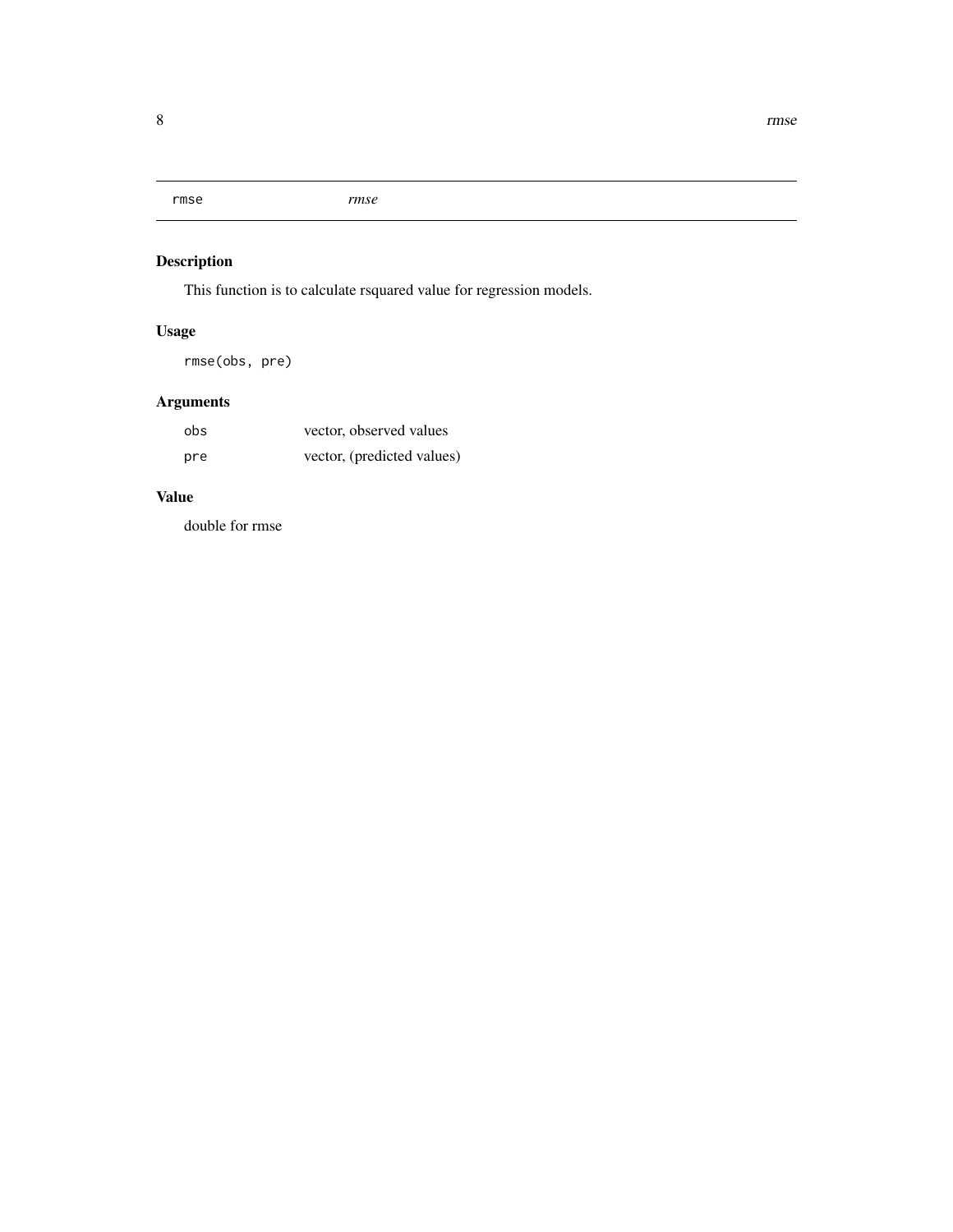rmse | *rmse*

## Description

This function is to calculate rsquared value for regression models.

## Usage

```
rmse(obs, pre)
```

## Arguments

| | |
|---|---|
| `obs` | vector, observed values |
| `pre` | vector, (predicted values) |

## Value

double for rmse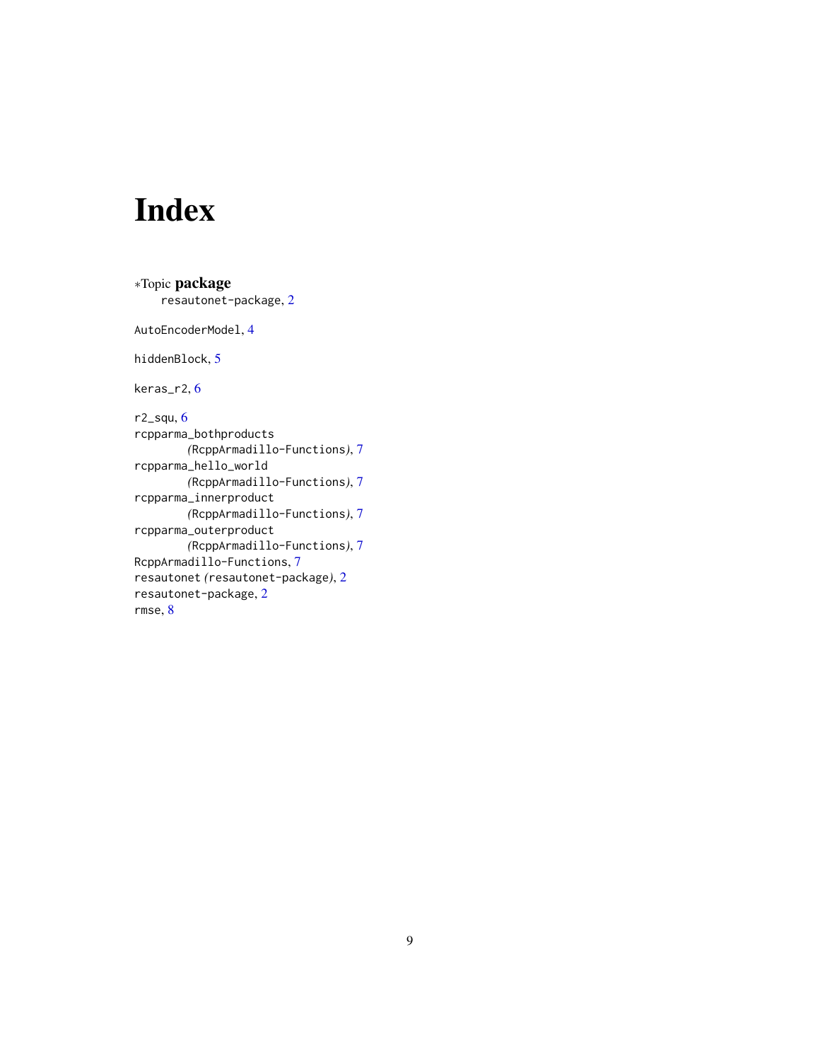# Index

∗Topic **package**

resautonet-package, 2

AutoEncoderModel, 4

hiddenBlock, 5

keras_r2, 6

r2_squ, 6
rcpparma_bothproducts
*(*RcppArmadillo-Functions*)*, 7
rcpparma_hello_world
*(*RcppArmadillo-Functions*)*, 7
rcpparma_innerproduct
*(*RcppArmadillo-Functions*)*, 7
rcpparma_outerproduct
*(*RcppArmadillo-Functions*)*, 7
RcppArmadillo-Functions, 7
resautonet *(*resautonet-package*)*, 2
resautonet-package, 2
rmse, 8